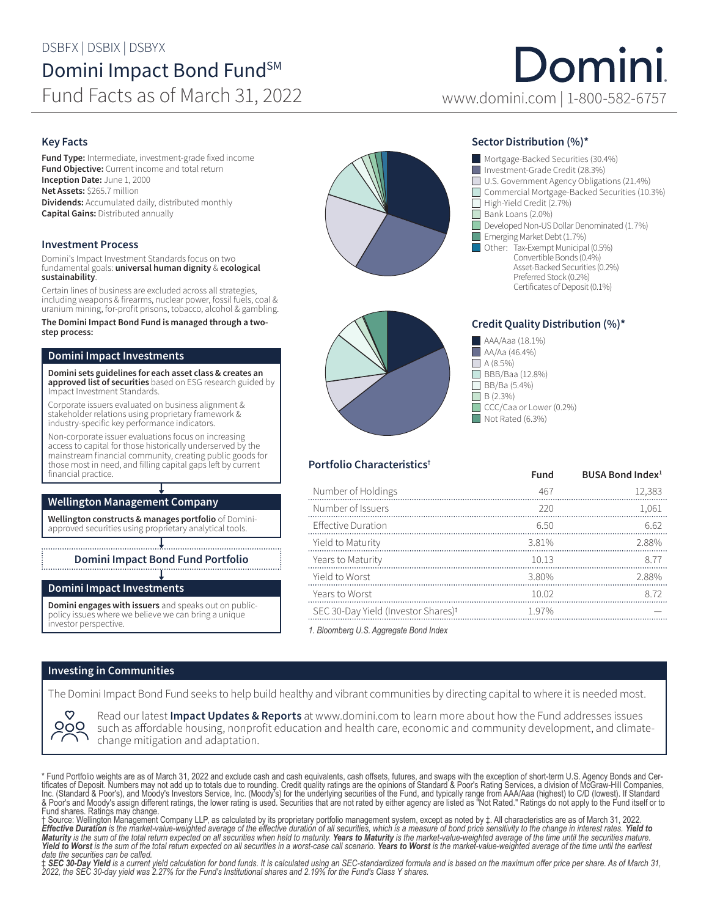DSBFX | DSBIX | DSBYX

# Domini Impact Bond Fund[SM]

## Fund Facts as of March 31, 2022

Domini

www.domini.com | 1-800-582-6757

### Key Facts

**Fund Type:** Intermediate, investment-grade fixed income
**Fund Objective:** Current income and total return
**Inception Date:** June 1, 2000
**Net Assets:** $265.7 million
**Dividends:** Accumulated daily, distributed monthly
**Capital Gains:** Distributed annually

### Investment Process

Domini's Impact Investment Standards focus on two fundamental goals: **universal human dignity** & **ecological sustainability**.

Certain lines of business are excluded across all strategies, including weapons & firearms, nuclear power, fossil fuels, coal & uranium mining, for-profit prisons, tobacco, alcohol & gambling.

**The Domini Impact Bond Fund is managed through a two-step process:**

#### Domini Impact Investments

**Domini sets guidelines for each asset class & creates an approved list of securities** based on ESG research guided by Impact Investment Standards.

Corporate issuers evaluated on business alignment & stakeholder relations using proprietary framework & industry-specific key performance indicators.

Non-corporate issuer evaluations focus on increasing access to capital for those historically underserved by the mainstream financial community, creating public goods for those most in need, and filling capital gaps left by current financial practice.

#### Wellington Management Company

**Wellington constructs & manages portfolio** of Domini-approved securities using proprietary analytical tools.

#### Domini Impact Bond Fund Portfolio

#### Domini Impact Investments

**Domini engages with issuers** and speaks out on public-policy issues where we believe we can bring a unique investor perspective.

### Sector Distribution (%)*

- Mortgage-Backed Securities (30.4%)
- Investment-Grade Credit (28.3%)
- U.S. Government Agency Obligations (21.4%)
- Commercial Mortgage-Backed Securities (10.3%)
- High-Yield Credit (2.7%)
- Bank Loans (2.0%)
- Developed Non-US Dollar Denominated (1.7%)
- Emerging Market Debt (1.7%)
- Other: Tax-Exempt Municipal (0.5%)
  - Convertible Bonds (0.4%)
  - Asset-Backed Securities (0.2%)
  - Preferred Stock (0.2%)
  - Certificates of Deposit (0.1%)

### Credit Quality Distribution (%)*

- AAA/Aaa (18.1%)
- AA/Aa (46.4%)
- A (8.5%)
- BBB/Baa (12.8%)
- BB/Ba (5.4%)
- B (2.3%)
- CCC/Caa or Lower (0.2%)
- Not Rated (6.3%)

### Portfolio Characteristics†

| | Fund | BUSA Bond Index[1] |
|---|---|---|
| Number of Holdings | 467 | 12,383 |
| Number of Issuers | 220 | 1,061 |
| Effective Duration | 6.50 | 6.62 |
| Yield to Maturity | 3.81% | 2.88% |
| Years to Maturity | 10.13 | 8.77 |
| Yield to Worst | 3.80% | 2.88% |
| Years to Worst | 10.02 | 8.72 |
| SEC 30-Day Yield (Investor Shares)‡ | 1.97% | — |

*1. Bloomberg U.S. Aggregate Bond Index*

### Investing in Communities

The Domini Impact Bond Fund seeks to help build healthy and vibrant communities by directing capital to where it is needed most.

Read our latest **Impact Updates & Reports** at www.domini.com to learn more about how the Fund addresses issues such as affordable housing, nonprofit education and health care, economic and community development, and climate-change mitigation and adaptation.

\* Fund Portfolio weights are as of March 31, 2022 and exclude cash and cash equivalents, cash offsets, futures, and swaps with the exception of short-term U.S. Agency Bonds and Certificates of Deposit. Numbers may not add up to totals due to rounding. Credit quality ratings are the opinions of Standard & Poor's Rating Services, a division of McGraw-Hill Companies, Inc. (Standard & Poor's), and Moody's Investors Service, Inc. (Moody's) for the underlying securities of the Fund, and typically range from AAA/Aaa (highest) to C/D (lowest). If Standard & Poor's and Moody's assign different ratings, the lower rating is used. Securities that are not rated by either agency are listed as "Not Rated." Ratings do not apply to the Fund itself or to Fund shares. Ratings may change.

† Source: Wellington Management Company LLP, as calculated by its proprietary portfolio management system, except as noted by ‡. All characteristics are as of March 31, 2022. ***Effective Duration*** *is the market-value-weighted average of the effective duration of all securities, which is a measure of bond price sensitivity to the change in interest rates.* ***Yield to Maturity*** *is the sum of the total return expected on all securities when held to maturity.* ***Years to Maturity*** *is the market-value-weighted average of the time until the securities mature.* ***Yield to Worst*** *is the sum of the total return expected on all securities in a worst-case call scenario.* ***Years to Worst*** *is the market-value-weighted average of the time until the earliest date the securities can be called.*

‡ ***SEC 30-Day Yield*** *is a current yield calculation for bond funds. It is calculated using an SEC-standardized formula and is based on the maximum offer price per share. As of March 31, 2022, the SEC 30-day yield was 2.27% for the Fund's Institutional shares and 2.19% for the Fund's Class Y shares.*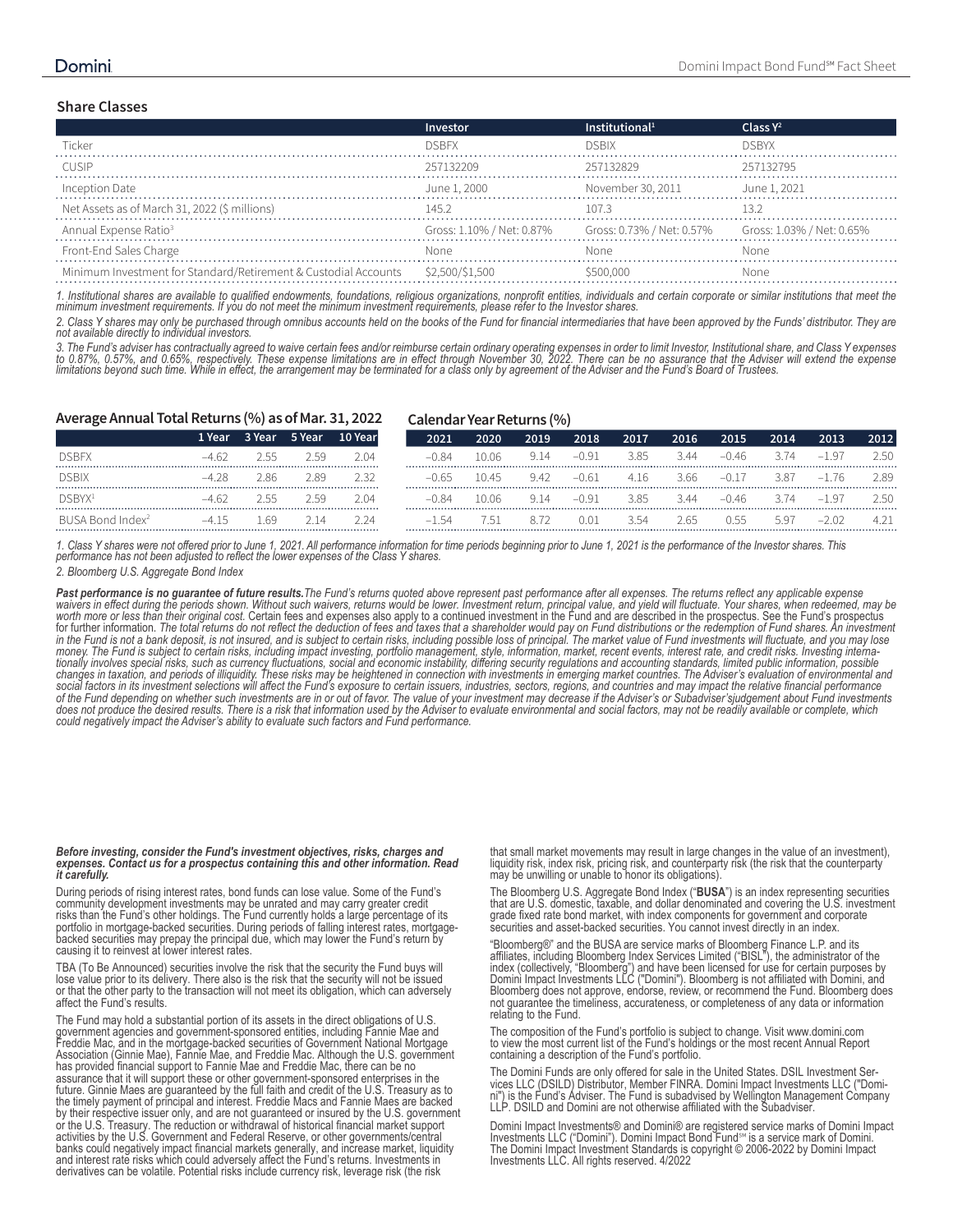## Share Classes

| | Investor | Institutional[1] | Class Y[2] |
|---|---|---|---|
| Ticker | DSBFX | DSBIX | DSBYX |
| CUSIP | 257132209 | 257132829 | 257132795 |
| Inception Date | June 1, 2000 | November 30, 2011 | June 1, 2021 |
| Net Assets as of March 31, 2022 ($ millions) | 145.2 | 107.3 | 13.2 |
| Annual Expense Ratio[3] | Gross: 1.10% / Net: 0.87% | Gross: 0.73% / Net: 0.57% | Gross: 1.03% / Net: 0.65% |
| Front-End Sales Charge | None | None | None |
| Minimum Investment for Standard/Retirement & Custodial Accounts | $2,500/$1,500 | $500,000 | None |

*1. Institutional shares are available to qualified endowments, foundations, religious organizations, nonprofit entities, individuals and certain corporate or similar institutions that meet the minimum investment requirements. If you do not meet the minimum investment requirements, please refer to the Investor shares.*

*2. Class Y shares may only be purchased through omnibus accounts held on the books of the Fund for financial intermediaries that have been approved by the Funds' distributor. They are not available directly to individual investors.*

*3. The Fund's adviser has contractually agreed to waive certain fees and/or reimburse certain ordinary operating expenses in order to limit Investor, Institutional share, and Class Y expenses to 0.87%, 0.57%, and 0.65%, respectively. These expense limitations are in effect through November 30, 2022. There can be no assurance that the Adviser will extend the expense limitations beyond such time. While in effect, the arrangement may be terminated for a class only by agreement of the Adviser and the Fund's Board of Trustees.*

### Average Annual Total Returns (%) as of Mar. 31, 2022

| | 1 Year | 3 Year | 5 Year | 10 Year |
|---|---|---|---|---|
| DSBFX | –4.62 | 2.55 | 2.59 | 2.04 |
| DSBIX | –4.28 | 2.86 | 2.89 | 2.32 |
| DSBYX[1] | –4.62 | 2.55 | 2.59 | 2.04 |
| BUSA Bond Index[2] | –4.15 | 1.69 | 2.14 | 2.24 |

### Calendar Year Returns (%)

| | 2021 | 2020 | 2019 | 2018 | 2017 | 2016 | 2015 | 2014 | 2013 | 2012 |
|---|---|---|---|---|---|---|---|---|---|---|
| DSBFX | –0.84 | 10.06 | 9.14 | –0.91 | 3.85 | 3.44 | –0.46 | 3.74 | –1.97 | 2.50 |
| DSBIX | –0.65 | 10.45 | 9.42 | –0.61 | 4.16 | 3.66 | –0.17 | 3.87 | –1.76 | 2.89 |
| DSBYX[1] | –0.84 | 10.06 | 9.14 | –0.91 | 3.85 | 3.44 | –0.46 | 3.74 | –1.97 | 2.50 |
| BUSA Bond Index[2] | –1.54 | 7.51 | 8.72 | 0.01 | 3.54 | 2.65 | 0.55 | 5.97 | –2.02 | 4.21 |

*1. Class Y shares were not offered prior to June 1, 2021. All performance information for time periods beginning prior to June 1, 2021 is the performance of the Investor shares. This performance has not been adjusted to reflect the lower expenses of the Class Y shares.*

*2. Bloomberg U.S. Aggregate Bond Index*

***Past performance is no guarantee of future results.*** *The Fund's returns quoted above represent past performance after all expenses. The returns reflect any applicable expense waivers in effect during the periods shown. Without such waivers, returns would be lower. Investment return, principal value, and yield will fluctuate. Your shares, when redeemed, may be worth more or less than their original cost.* Certain fees and expenses also apply to a continued investment in the Fund and are described in the prospectus. See the Fund's prospectus for further information. *The total returns do not reflect the deduction of fees and taxes that a shareholder would pay on Fund distributions or the redemption of Fund shares. An investment in the Fund is not a bank deposit, is not insured, and is subject to certain risks, including possible loss of principal. The market value of Fund investments will fluctuate, and you may lose money. The Fund is subject to certain risks, including impact investing, portfolio management, style, information, market, recent events, interest rate, and credit risks. Investing internationally involves special risks, such as currency fluctuations, social and economic instability, differing security regulations and accounting standards, limited public information, possible changes in taxation, and periods of illiquidity. These risks may be heightened in connection with investments in emerging market countries. The Adviser's evaluation of environmental and social factors in its investment selections will affect the Fund's exposure to certain issuers, industries, sectors, regions, and countries and may impact the relative financial performance of the Fund depending on whether such investments are in or out of favor. The value of your investment may decrease if the Adviser's or Subadviser'sjudgement about Fund investments does not produce the desired results. There is a risk that information used by the Adviser to evaluate environmental and social factors, may not be readily available or complete, which could negatively impact the Adviser's ability to evaluate such factors and Fund performance.*

***Before investing, consider the Fund's investment objectives, risks, charges and expenses. Contact us for a prospectus containing this and other information. Read it carefully.***

During periods of rising interest rates, bond funds can lose value. Some of the Fund's community development investments may be unrated and may carry greater credit risks than the Fund's other holdings. The Fund currently holds a large percentage of its portfolio in mortgage-backed securities. During periods of falling interest rates, mortgage-backed securities may prepay the principal due, which may lower the Fund's return by causing it to reinvest at lower interest rates.

TBA (To Be Announced) securities involve the risk that the security the Fund buys will lose value prior to its delivery. There also is the risk that the security will not be issued or that the other party to the transaction will not meet its obligation, which can adversely affect the Fund's results.

The Fund may hold a substantial portion of its assets in the direct obligations of U.S. government agencies and government-sponsored entities, including Fannie Mae and Freddie Mac, and in the mortgage-backed securities of Government National Mortgage Association (Ginnie Mae), Fannie Mae, and Freddie Mac. Although the U.S. government has provided financial support to Fannie Mae and Freddie Mac, there can be no assurance that it will support these or other government-sponsored enterprises in the future. Ginnie Maes are guaranteed by the full faith and credit of the U.S. Treasury as to the timely payment of principal and interest. Freddie Macs and Fannie Maes are backed by their respective issuer only, and are not guaranteed or insured by the U.S. government or the U.S. Treasury. The reduction or withdrawal of historical financial market support activities by the U.S. Government and Federal Reserve, or other governments/central banks could negatively impact financial markets generally, and increase market, liquidity and interest rate risks which could adversely affect the Fund's returns. Investments in derivatives can be volatile. Potential risks include currency risk, leverage risk (the risk that small market movements may result in large changes in the value of an investment), liquidity risk, index risk, pricing risk, and counterparty risk (the risk that the counterparty may be unwilling or unable to honor its obligations).

The Bloomberg U.S. Aggregate Bond Index ("**BUSA**") is an index representing securities that are U.S. domestic, taxable, and dollar denominated and covering the U.S. investment grade fixed rate bond market, with index components for government and corporate securities and asset-backed securities. You cannot invest directly in an index.

"Bloomberg®" and the BUSA are service marks of Bloomberg Finance L.P. and its affiliates, including Bloomberg Index Services Limited ("BISL"), the administrator of the index (collectively, "Bloomberg") and have been licensed for use for certain purposes by Domini Impact Investments LLC ("Domini"). Bloomberg is not affiliated with Domini, and Bloomberg does not approve, endorse, review, or recommend the Fund. Bloomberg does not guarantee the timeliness, accurateness, or completeness of any data or information relating to the Fund.

The composition of the Fund's portfolio is subject to change. Visit www.domini.com to view the most current list of the Fund's holdings or the most recent Annual Report containing a description of the Fund's portfolio.

The Domini Funds are only offered for sale in the United States. DSIL Investment Services LLC (DSILD) Distributor, Member FINRA. Domini Impact Investments LLC ("Domini") is the Fund's Adviser. The Fund is subadvised by Wellington Management Company LLP. DSILD and Domini are not otherwise affiliated with the Subadviser.

Domini Impact Investments® and Domini® are registered service marks of Domini Impact Investments LLC ("Domini"). Domini Impact Bond Fund℠ is a service mark of Domini. The Domini Impact Investment Standards is copyright © 2006-2022 by Domini Impact Investments LLC. All rights reserved. 4/2022